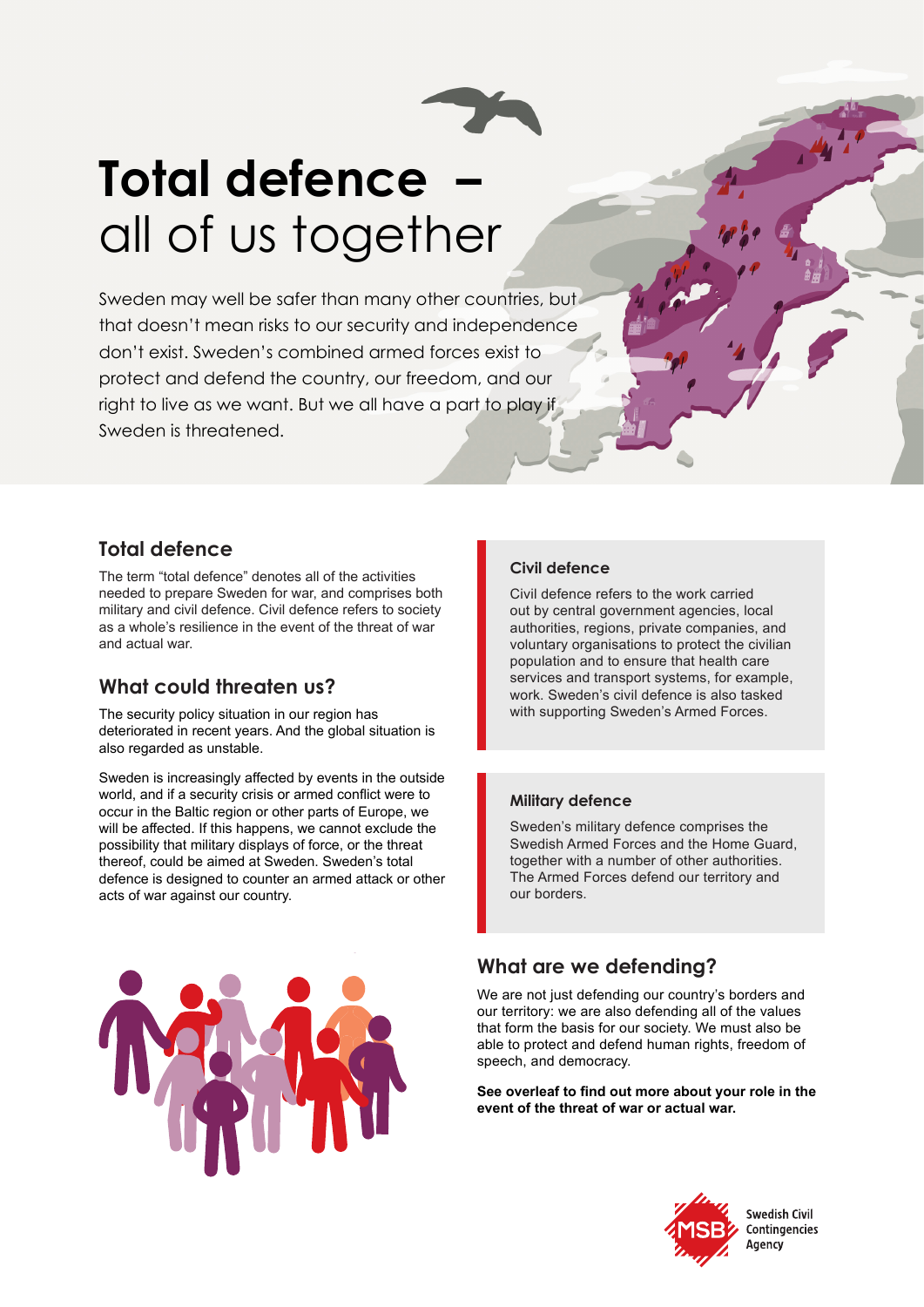# Total defence – all of us together

Sweden may well be safer than many other countries, but that doesn't mean risks to our security and independence don't exist. Sweden's combined armed forces exist to protect and defend the country, our freedom, and our right to live as we want. But we all have a part to play if Sweden is threatened.

## Total defence

The term "total defence" denotes all of the activities needed to prepare Sweden for war, and comprises both military and civil defence. Civil defence refers to society as a whole's resilience in the event of the threat of war and actual war.

## What could threaten us?

The security policy situation in our region has deteriorated in recent years. And the global situation is also regarded as unstable.

Sweden is increasingly affected by events in the outside world, and if a security crisis or armed conflict were to occur in the Baltic region or other parts of Europe, we will be affected. If this happens, we cannot exclude the possibility that military displays of force, or the threat thereof, could be aimed at Sweden. Sweden's total defence is designed to counter an armed attack or other acts of war against our country.

### Civil defence

Civil defence refers to the work carried out by central government agencies, local authorities, regions, private companies, and voluntary organisations to protect the civilian population and to ensure that health care services and transport systems, for example, work. Sweden's civil defence is also tasked with supporting Sweden's Armed Forces.

### Military defence

Sweden's military defence comprises the Swedish Armed Forces and the Home Guard, together with a number of other authorities. The Armed Forces defend our territory and our borders.

## What are we defending?

We are not just defending our country's borders and our territory: we are also defending all of the values that form the basis for our society. We must also be able to protect and defend human rights, freedom of speech, and democracy.

**See overleaf to find out more about your role in the event of the threat of war or actual war.**

MSB Swedish Civil Contingencies Agency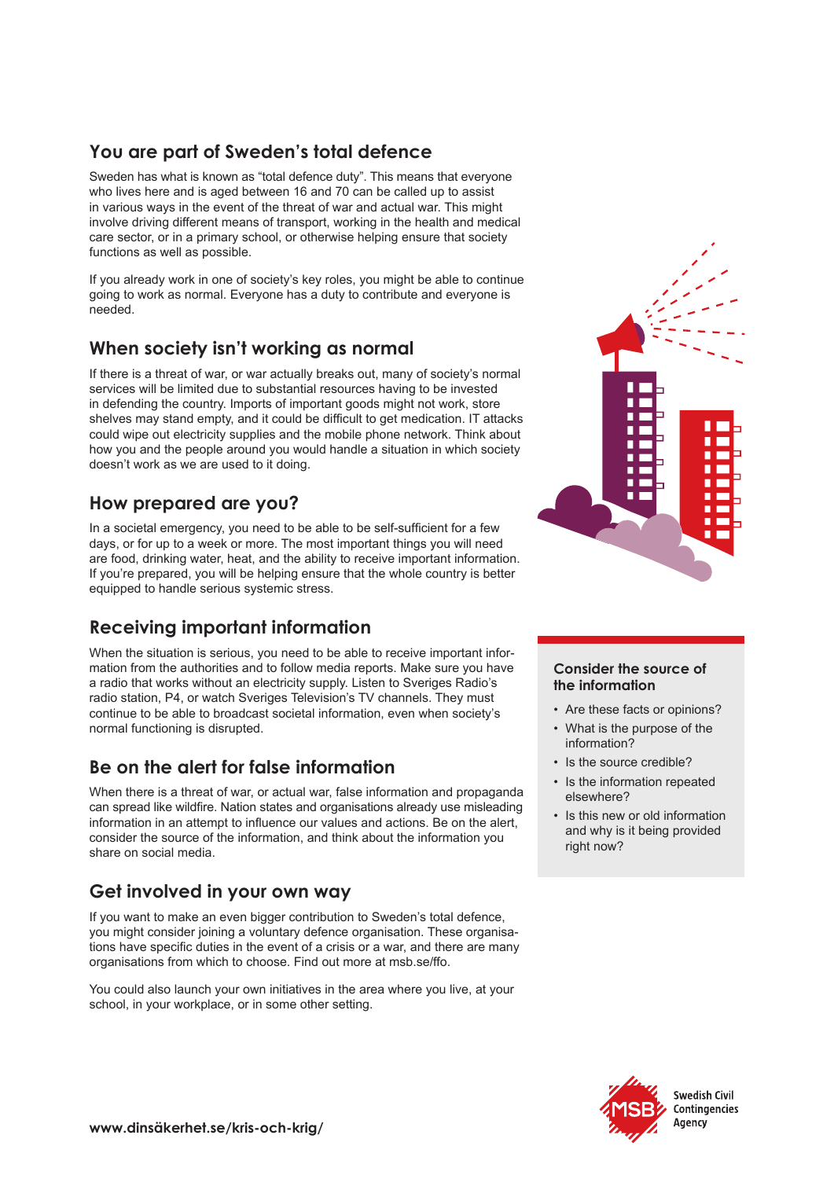## You are part of Sweden's total defence

Sweden has what is known as "total defence duty". This means that everyone who lives here and is aged between 16 and 70 can be called up to assist in various ways in the event of the threat of war and actual war. This might involve driving different means of transport, working in the health and medical care sector, or in a primary school, or otherwise helping ensure that society functions as well as possible.

If you already work in one of society's key roles, you might be able to continue going to work as normal. Everyone has a duty to contribute and everyone is needed.

## When society isn't working as normal

If there is a threat of war, or war actually breaks out, many of society's normal services will be limited due to substantial resources having to be invested in defending the country. Imports of important goods might not work, store shelves may stand empty, and it could be difficult to get medication. IT attacks could wipe out electricity supplies and the mobile phone network. Think about how you and the people around you would handle a situation in which society doesn't work as we are used to it doing.

## How prepared are you?

In a societal emergency, you need to be able to be self-sufficient for a few days, or for up to a week or more. The most important things you will need are food, drinking water, heat, and the ability to receive important information. If you're prepared, you will be helping ensure that the whole country is better equipped to handle serious systemic stress.

## Receiving important information

When the situation is serious, you need to be able to receive important information from the authorities and to follow media reports. Make sure you have a radio that works without an electricity supply. Listen to Sveriges Radio's radio station, P4, or watch Sveriges Television's TV channels. They must continue to be able to broadcast societal information, even when society's normal functioning is disrupted.

## Be on the alert for false information

When there is a threat of war, or actual war, false information and propaganda can spread like wildfire. Nation states and organisations already use misleading information in an attempt to influence our values and actions. Be on the alert, consider the source of the information, and think about the information you share on social media.

### Consider the source of the information

- Are these facts or opinions?
- What is the purpose of the information?
- Is the source credible?
- Is the information repeated elsewhere?
- Is this new or old information and why is it being provided right now?

## Get involved in your own way

If you want to make an even bigger contribution to Sweden's total defence, you might consider joining a voluntary defence organisation. These organisations have specific duties in the event of a crisis or a war, and there are many organisations from which to choose. Find out more at msb.se/ffo.

You could also launch your own initiatives in the area where you live, at your school, in your workplace, or in some other setting.

**www.dinsäkerhet.se/kris-och-krig/**

MSB Swedish Civil Contingencies Agency